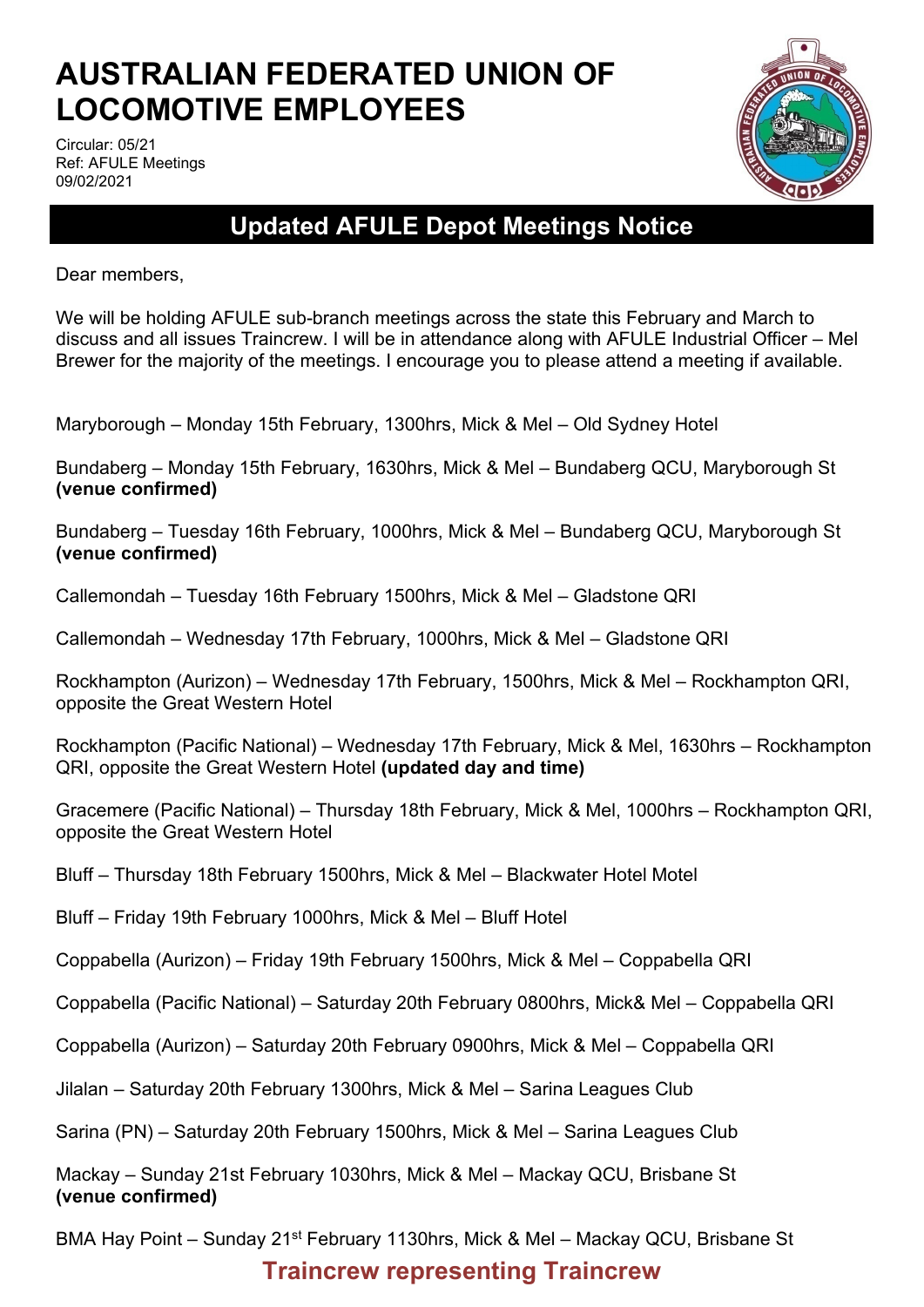# AUSTRALIAN FEDERATED UNION OF LOCOMOTIVE EMPLOYEES

Circular: 05/21
Ref: AFULE Meetings
09/02/2021

## Updated AFULE Depot Meetings Notice

Dear members,

We will be holding AFULE sub-branch meetings across the state this February and March to discuss and all issues Traincrew. I will be in attendance along with AFULE Industrial Officer – Mel Brewer for the majority of the meetings. I encourage you to please attend a meeting if available.

Maryborough – Monday 15th February, 1300hrs, Mick & Mel – Old Sydney Hotel

Bundaberg – Monday 15th February, 1630hrs, Mick & Mel – Bundaberg QCU, Maryborough St **(venue confirmed)**

Bundaberg – Tuesday 16th February, 1000hrs, Mick & Mel – Bundaberg QCU, Maryborough St **(venue confirmed)**

Callemondah – Tuesday 16th February 1500hrs, Mick & Mel – Gladstone QRI

Callemondah – Wednesday 17th February, 1000hrs, Mick & Mel – Gladstone QRI

Rockhampton (Aurizon) – Wednesday 17th February, 1500hrs, Mick & Mel – Rockhampton QRI, opposite the Great Western Hotel

Rockhampton (Pacific National) – Wednesday 17th February, Mick & Mel, 1630hrs – Rockhampton QRI, opposite the Great Western Hotel **(updated day and time)**

Gracemere (Pacific National) – Thursday 18th February, Mick & Mel, 1000hrs – Rockhampton QRI, opposite the Great Western Hotel

Bluff – Thursday 18th February 1500hrs, Mick & Mel – Blackwater Hotel Motel

Bluff – Friday 19th February 1000hrs, Mick & Mel – Bluff Hotel

Coppabella (Aurizon) – Friday 19th February 1500hrs, Mick & Mel – Coppabella QRI

Coppabella (Pacific National) – Saturday 20th February 0800hrs, Mick& Mel – Coppabella QRI

Coppabella (Aurizon) – Saturday 20th February 0900hrs, Mick & Mel – Coppabella QRI

Jilalan – Saturday 20th February 1300hrs, Mick & Mel – Sarina Leagues Club

Sarina (PN) – Saturday 20th February 1500hrs, Mick & Mel – Sarina Leagues Club

Mackay – Sunday 21st February 1030hrs, Mick & Mel – Mackay QCU, Brisbane St **(venue confirmed)**

BMA Hay Point – Sunday 21st February 1130hrs, Mick & Mel – Mackay QCU, Brisbane St

**Traincrew representing Traincrew**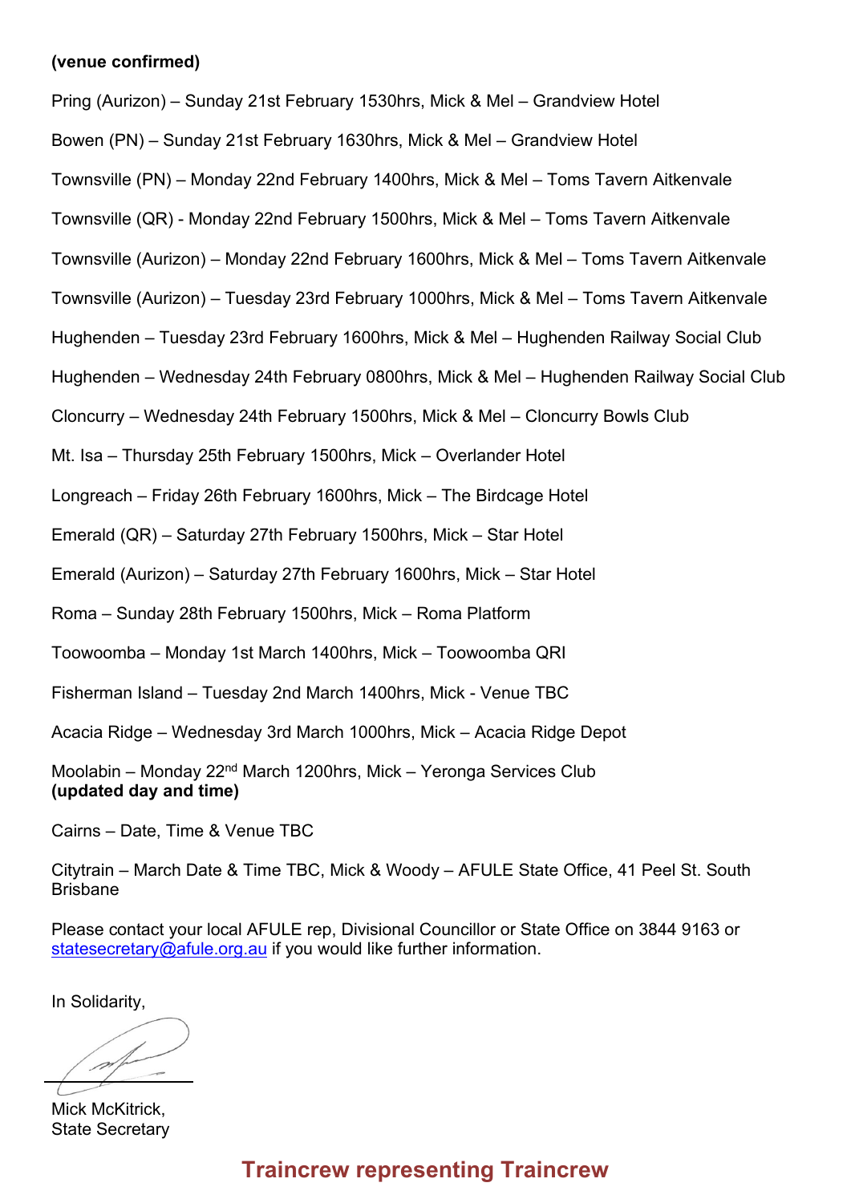**(venue confirmed)**

Pring (Aurizon) – Sunday 21st February 1530hrs, Mick & Mel – Grandview Hotel

Bowen (PN) – Sunday 21st February 1630hrs, Mick & Mel – Grandview Hotel

Townsville (PN) – Monday 22nd February 1400hrs, Mick & Mel – Toms Tavern Aitkenvale

Townsville (QR) - Monday 22nd February 1500hrs, Mick & Mel – Toms Tavern Aitkenvale

Townsville (Aurizon) – Monday 22nd February 1600hrs, Mick & Mel – Toms Tavern Aitkenvale

Townsville (Aurizon) – Tuesday 23rd February 1000hrs, Mick & Mel – Toms Tavern Aitkenvale

Hughenden – Tuesday 23rd February 1600hrs, Mick & Mel – Hughenden Railway Social Club

Hughenden – Wednesday 24th February 0800hrs, Mick & Mel – Hughenden Railway Social Club

Cloncurry – Wednesday 24th February 1500hrs, Mick & Mel – Cloncurry Bowls Club

Mt. Isa – Thursday 25th February 1500hrs, Mick – Overlander Hotel

Longreach – Friday 26th February 1600hrs, Mick – The Birdcage Hotel

Emerald (QR) – Saturday 27th February 1500hrs, Mick – Star Hotel

Emerald (Aurizon) – Saturday 27th February 1600hrs, Mick – Star Hotel

Roma – Sunday 28th February 1500hrs, Mick – Roma Platform

Toowoomba – Monday 1st March 1400hrs, Mick – Toowoomba QRI

Fisherman Island – Tuesday 2nd March 1400hrs, Mick - Venue TBC

Acacia Ridge – Wednesday 3rd March 1000hrs, Mick – Acacia Ridge Depot

Moolabin – Monday 22nd March 1200hrs, Mick – Yeronga Services Club
**(updated day and time)**

Cairns – Date, Time & Venue TBC

Citytrain – March Date & Time TBC, Mick & Woody – AFULE State Office, 41 Peel St. South Brisbane

Please contact your local AFULE rep, Divisional Councillor or State Office on 3844 9163 or statesecretary@afule.org.au if you would like further information.

In Solidarity,

Mick McKitrick,
State Secretary

**Traincrew representing Traincrew**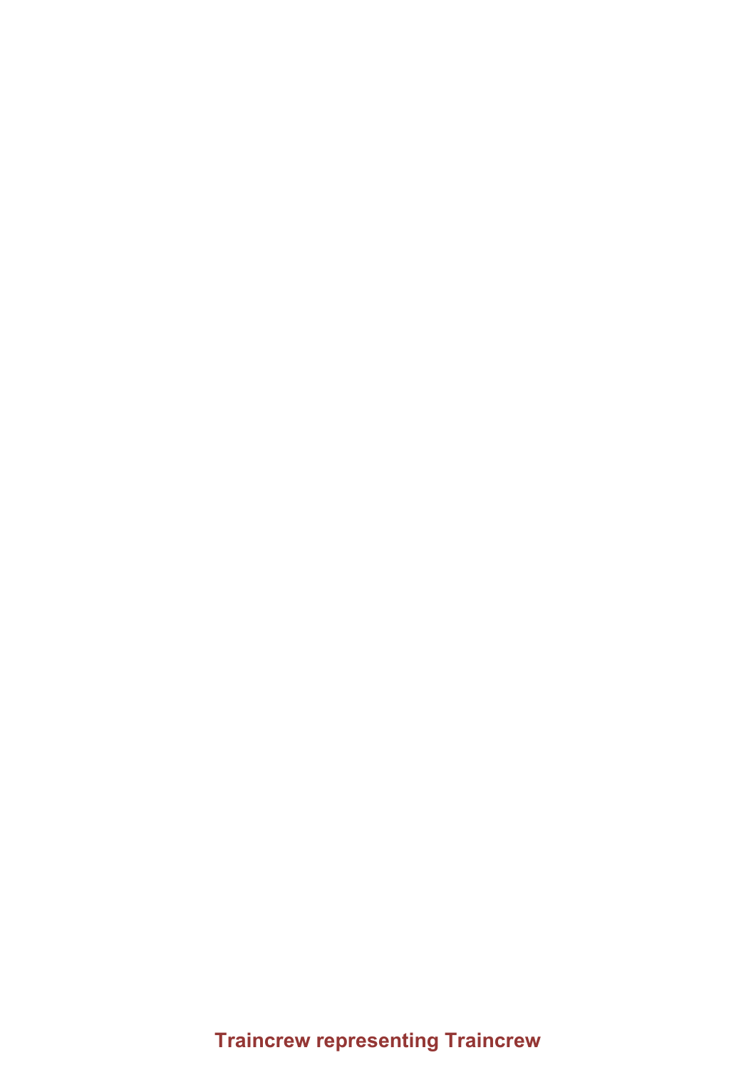**Traincrew representing Traincrew**